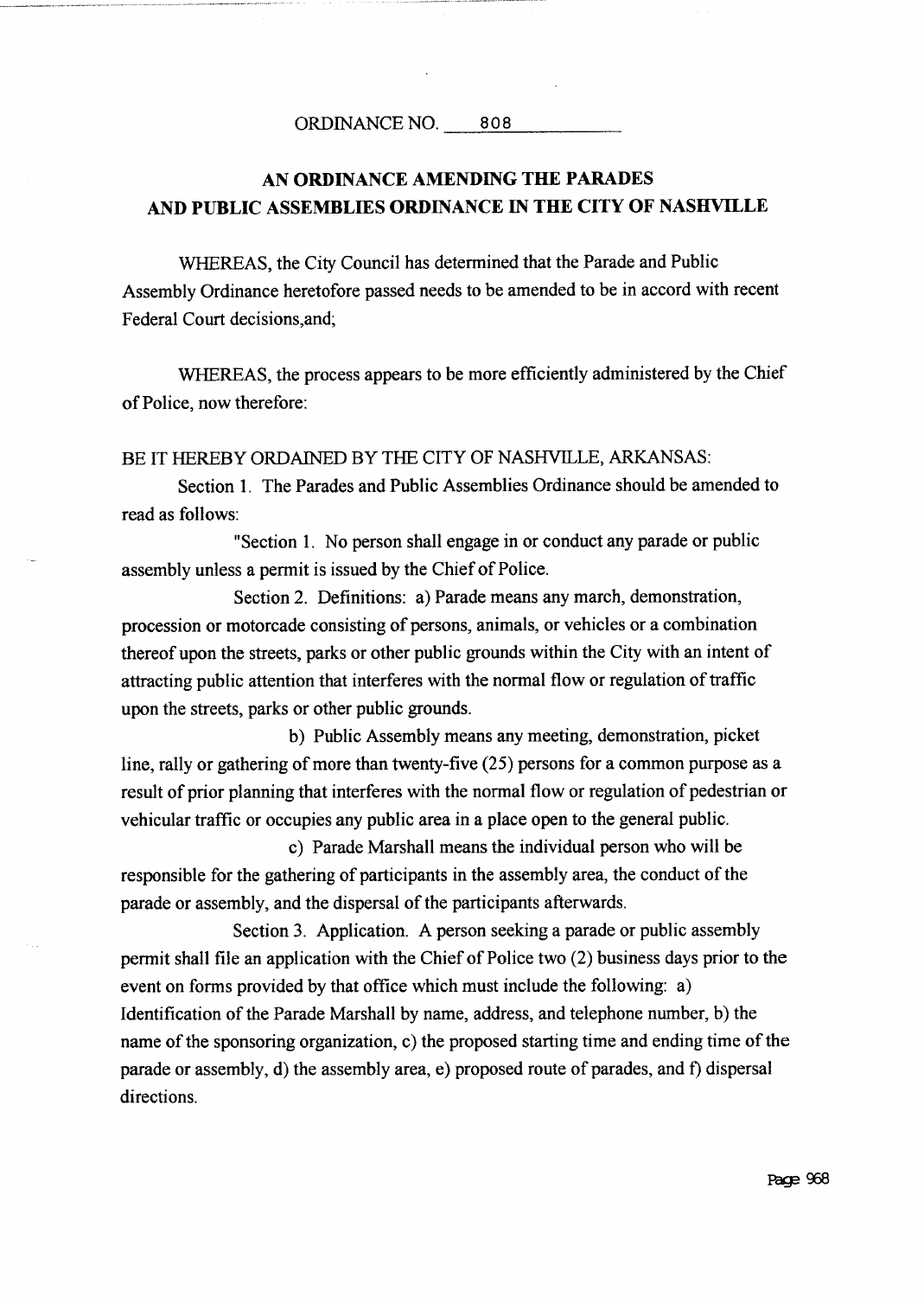ORDINANCE NO. 808

# AN ORDINANCE AMENDING THE PARADES AND PUBLIC ASSEMBLIES ORDINANCE IN THE CITY OF NASHVILLE

WHEREAS, the City Council has determined that the Parade and Public Assembly Ordinance heretofore passed needs to be amended to be in accord with recent Federal Court decisions,and;

WHEREAS, the process appears to be more efficiently administered by the Chief of Police, now therefore:

BE IT HEREBY ORDAINED BY THE CITY OF NASHVILLE, ARKANSAS:

Section 1. The Parades and Public Assemblies Ordinance should be amended to read as follows:

"Section 1. No person shall engage in or conduct any parade or public assembly unless a permit is issued by the Chief of Police.

Section 2. Definitions: a) Parade means any march, demonstration, procession or motorcade consisting of persons, animals, or vehicles or a combination thereof upon the streets, parks or other public grounds within the City with an intent of attracting public attention that interferes with the normal flow or regulation of traffic upon the streets, parks or other public grounds.

b) Public Assembly means any meeting, demonstration, picket line, rally or gathering of more than twenty-five (25) persons for a common purpose as a result of prior planning that interferes with the normal flow or regulation of pedestrian or vehicular traffic or occupies any public area in a place open to the general public.

c) Parade Marshall means the individual person who will be responsible for the gathering of participants in the assembly area, the conduct of the parade or assembly, and the dispersal of the participants afterwards.

Section 3. Application. A person seeking a parade or public assembly permit shall file an application with the Chief of Police two (2) business days prior to the event on forms provided by that office which must include the following: a) Identification of the Parade Marshall by name, address, and telephone number, b) the name of the sponsoring organization, c) the proposed starting time and ending time of the parade or assembly, d) the assembly area, e) proposed route of parades, and f) dispersal directions.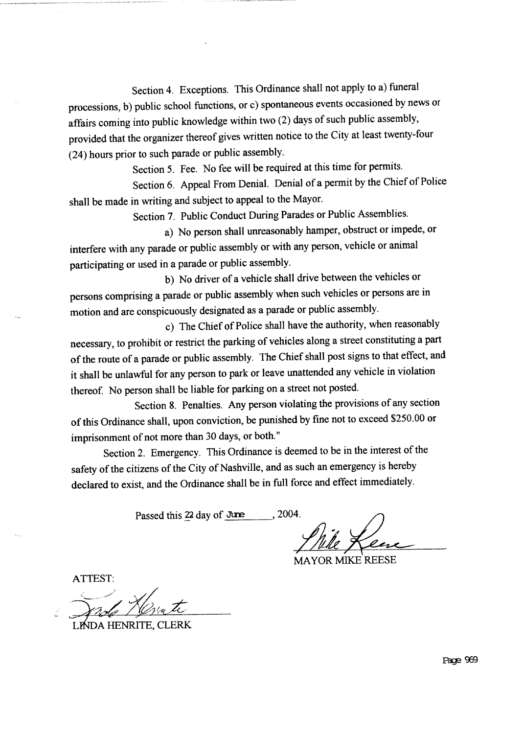Section 4. Exceptions. This Ordinance shall not apply to a) funeral processions, b) public school functions, or c) spontaneous events occasioned by news or affairs coming into public knowledge within two (2) days of such public assembly, provided that the organizer thereof gives written notice to the City at least twenty-four (24) hours prior to such parade or public assembly.

Section 5. Fee. No fee will be required at this time for permits.

Section 6. Appeal From Denial. Denial of a permit by the Chief of Police shall be made in writing and subject to appeal to the Mayor.

Section 7. Public Conduct During Parades or Public Assemblies.

a) No person shall unreasonably hamper, obstruct or impede, or interfere with any parade or public assembly or with any person, vehicle or animal participating or used in a parade or public assembly.

b) No driver of a vehicle shall drive between the vehicles or persons comprising a parade or public assembly when such vehicles or persons are in motion and are conspicuously designated as a parade or public assembly.

c) The Chief of Police shall have the authority, when reasonably necessary, to prohibit or restrict the parking of vehicles along a street constituting a part of the route of a parade or public assembly. The Chief shall post signs to that effect, and it shall be unlawful for any person to park or leave unattended any vehicle in violation thereof. No person shall be liable for parking on a street not posted.

Section 8. Penalties. Any person violating the provisions of any section of this Ordinance shall, upon conviction, be punished by fine not to exceed $250.00 or imprisonment of not more than 30 days, or both."

Section 2. Emergency. This Ordinance is deemed to be in the interest of the safety of the citizens of the City of Nashville, and as such an emergency is hereby declared to exist, and the Ordinance shall be in full force and effect immediately.

Passed this 22 day of June, 2004.

MAYOR MIKE REESE

ATTEST:

LINDA HENRITE, CLERK